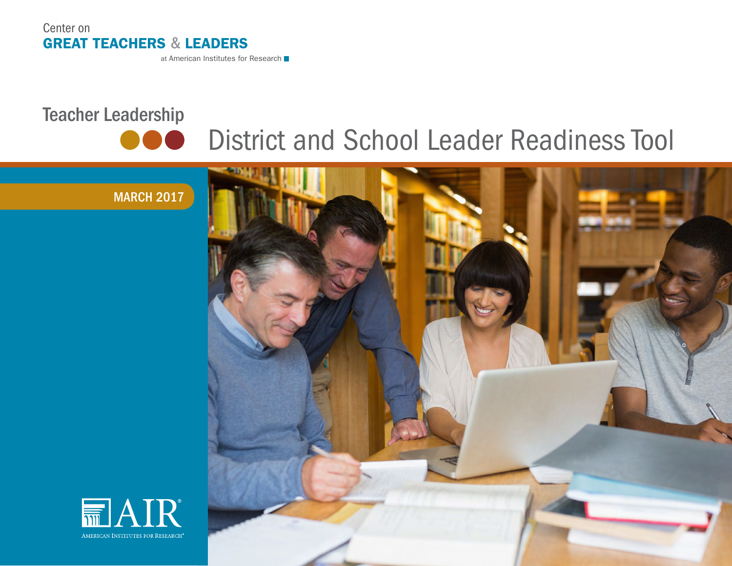Center on
**GREAT TEACHERS & LEADERS**
at American Institutes for Research

Teacher Leadership

# District and School Leader Readiness Tool

MARCH 2017

AIR
AMERICAN INSTITUTES FOR RESEARCH®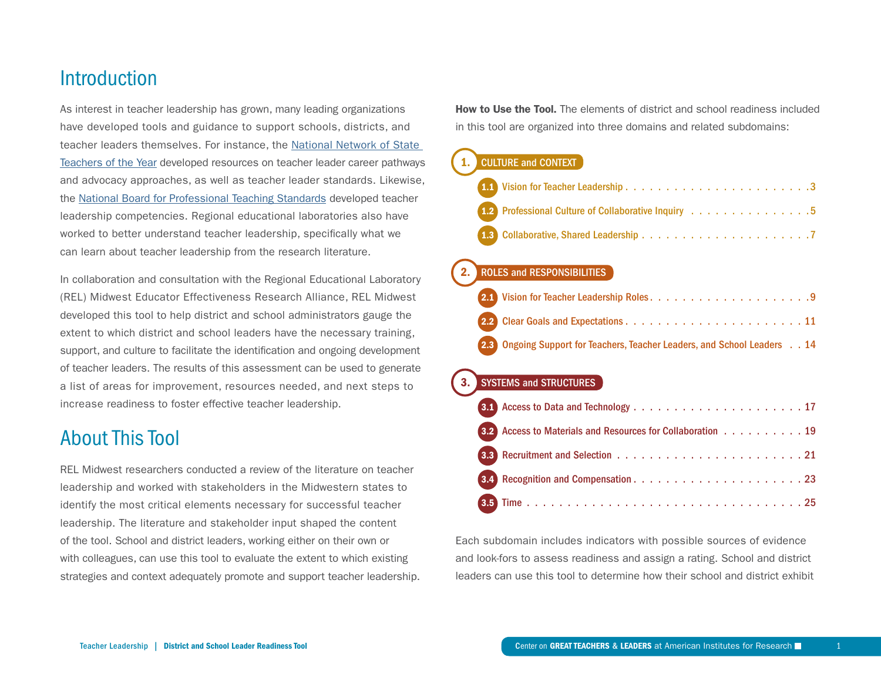# Introduction

As interest in teacher leadership has grown, many leading organizations have developed tools and guidance to support schools, districts, and teacher leaders themselves. For instance, the National Network of State Teachers of the Year developed resources on teacher leader career pathways and advocacy approaches, as well as teacher leader standards. Likewise, the National Board for Professional Teaching Standards developed teacher leadership competencies. Regional educational laboratories also have worked to better understand teacher leadership, specifically what we can learn about teacher leadership from the research literature.

In collaboration and consultation with the Regional Educational Laboratory (REL) Midwest Educator Effectiveness Research Alliance, REL Midwest developed this tool to help district and school administrators gauge the extent to which district and school leaders have the necessary training, support, and culture to facilitate the identification and ongoing development of teacher leaders. The results of this assessment can be used to generate a list of areas for improvement, resources needed, and next steps to increase readiness to foster effective teacher leadership.

# About This Tool

REL Midwest researchers conducted a review of the literature on teacher leadership and worked with stakeholders in the Midwestern states to identify the most critical elements necessary for successful teacher leadership. The literature and stakeholder input shaped the content of the tool. School and district leaders, working either on their own or with colleagues, can use this tool to evaluate the extent to which existing strategies and context adequately promote and support teacher leadership.

**How to Use the Tool.** The elements of district and school readiness included in this tool are organized into three domains and related subdomains:

**1. CULTURE and CONTEXT**

- 1.1 Vision for Teacher Leadership . . . 3
- 1.2 Professional Culture of Collaborative Inquiry . . . 5
- 1.3 Collaborative, Shared Leadership . . . 7

**2. ROLES and RESPONSIBILITIES**

- 2.1 Vision for Teacher Leadership Roles . . . 9
- 2.2 Clear Goals and Expectations . . . 11
- 2.3 Ongoing Support for Teachers, Teacher Leaders, and School Leaders . . . 14

**3. SYSTEMS and STRUCTURES**

- 3.1 Access to Data and Technology . . . 17
- 3.2 Access to Materials and Resources for Collaboration . . . 19
- 3.3 Recruitment and Selection . . . 21
- 3.4 Recognition and Compensation . . . 23
- 3.5 Time . . . 25

Each subdomain includes indicators with possible sources of evidence and look-fors to assess readiness and assign a rating. School and district leaders can use this tool to determine how their school and district exhibit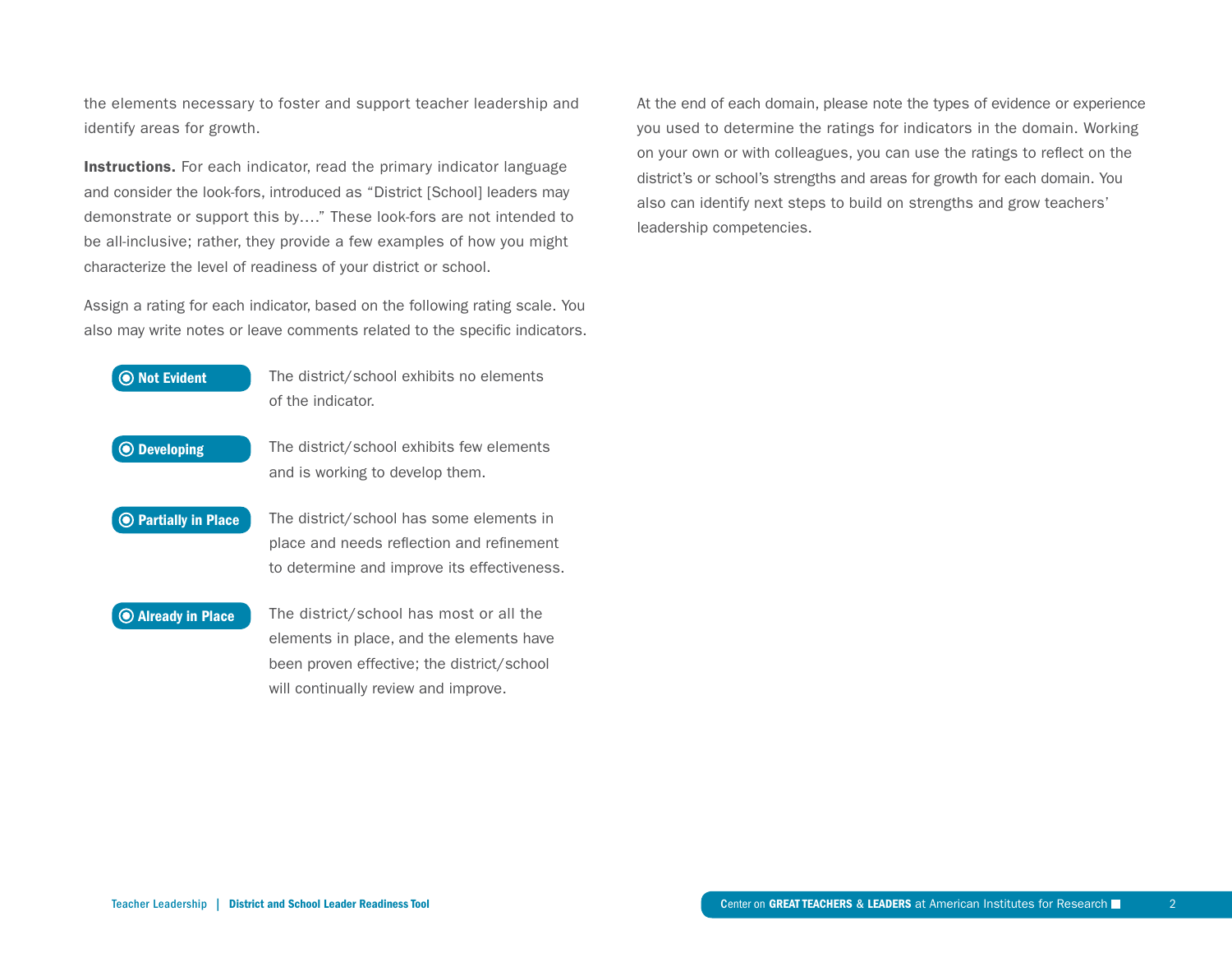the elements necessary to foster and support teacher leadership and identify areas for growth.

**Instructions.** For each indicator, read the primary indicator language and consider the look-fors, introduced as "District [School] leaders may demonstrate or support this by…." These look-fors are not intended to be all-inclusive; rather, they provide a few examples of how you might characterize the level of readiness of your district or school.

Assign a rating for each indicator, based on the following rating scale. You also may write notes or leave comments related to the specific indicators.

- **Not Evident** — The district/school exhibits no elements of the indicator.
- **Developing** — The district/school exhibits few elements and is working to develop them.
- **Partially in Place** — The district/school has some elements in place and needs reflection and refinement to determine and improve its effectiveness.
- **Already in Place** — The district/school has most or all the elements in place, and the elements have been proven effective; the district/school will continually review and improve.

At the end of each domain, please note the types of evidence or experience you used to determine the ratings for indicators in the domain. Working on your own or with colleagues, you can use the ratings to reflect on the district's or school's strengths and areas for growth for each domain. You also can identify next steps to build on strengths and grow teachers' leadership competencies.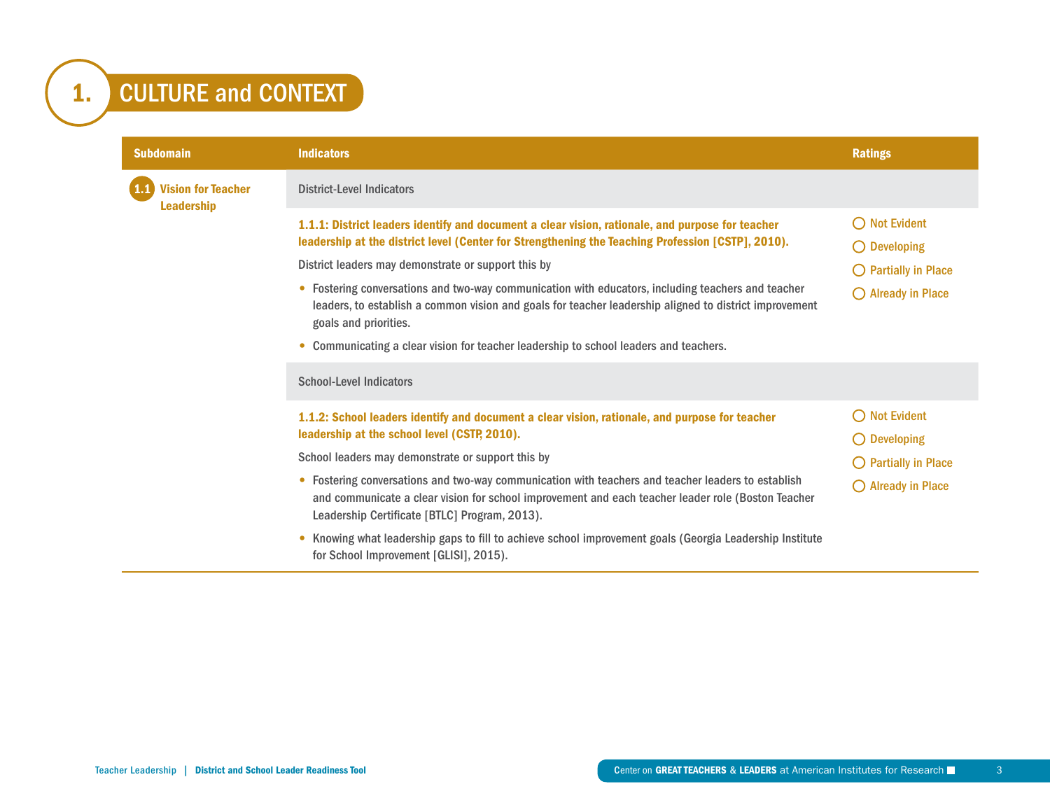# 1. CULTURE and CONTEXT

| Subdomain | Indicators | Ratings |
|---|---|---|
| **1.1 Vision for Teacher Leadership** | District-Level Indicators | |
| | **1.1.1: District leaders identify and document a clear vision, rationale, and purpose for teacher leadership at the district level (Center for Strengthening the Teaching Profession [CSTP], 2010).**<br>District leaders may demonstrate or support this by<br>• Fostering conversations and two-way communication with educators, including teachers and teacher leaders, to establish a common vision and goals for teacher leadership aligned to district improvement goals and priorities.<br>• Communicating a clear vision for teacher leadership to school leaders and teachers. | ◯ Not Evident<br>◯ Developing<br>◯ Partially in Place<br>◯ Already in Place |
| | School-Level Indicators | |
| | **1.1.2: School leaders identify and document a clear vision, rationale, and purpose for teacher leadership at the school level (CSTP, 2010).**<br>School leaders may demonstrate or support this by<br>• Fostering conversations and two-way communication with teachers and teacher leaders to establish and communicate a clear vision for school improvement and each teacher leader role (Boston Teacher Leadership Certificate [BTLC] Program, 2013).<br>• Knowing what leadership gaps to fill to achieve school improvement goals (Georgia Leadership Institute for School Improvement [GLISI], 2015). | ◯ Not Evident<br>◯ Developing<br>◯ Partially in Place<br>◯ Already in Place |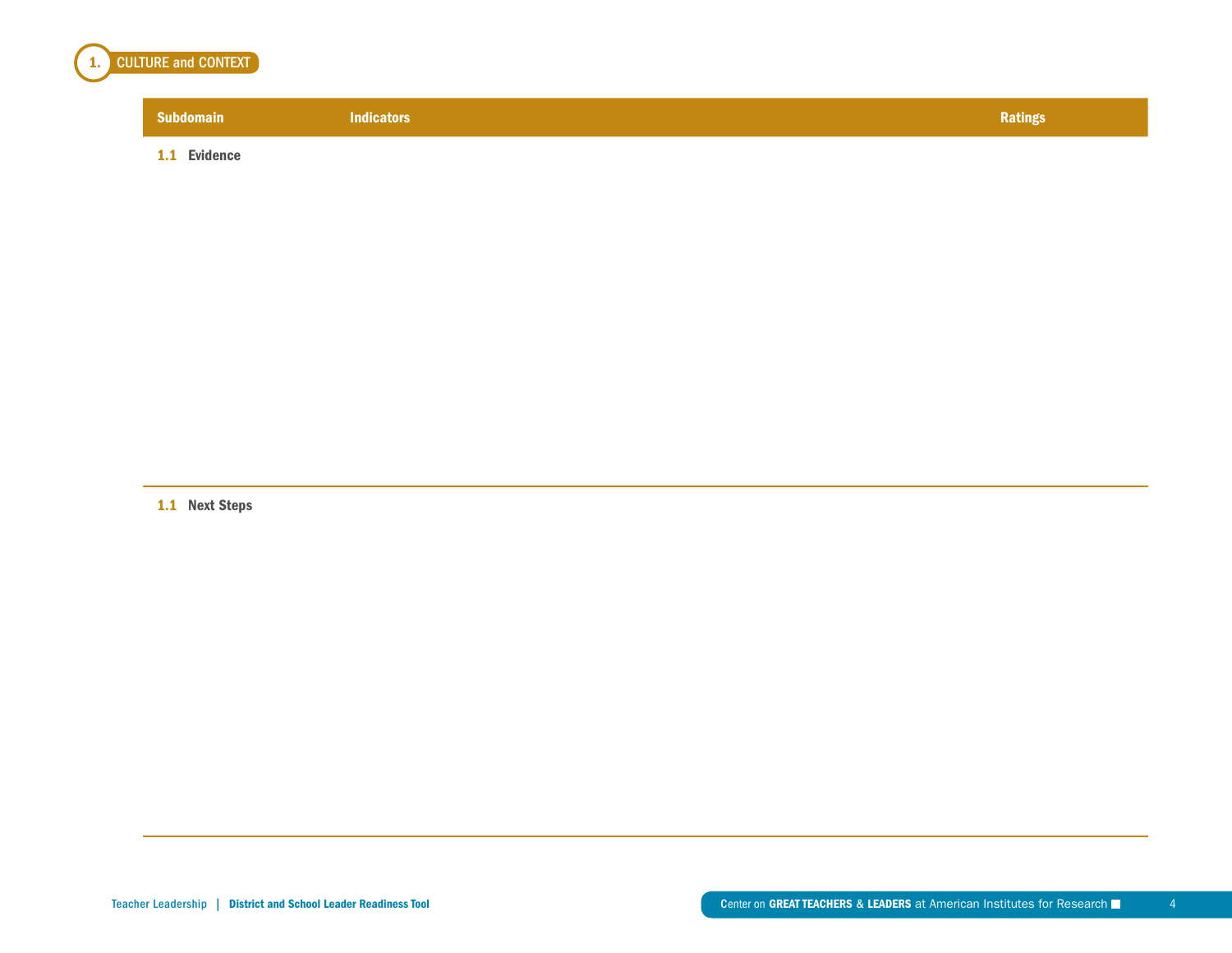## 1. CULTURE and CONTEXT

| Subdomain | Indicators | Ratings |
|---|---|---|

### 1.1 Evidence

### 1.1 Next Steps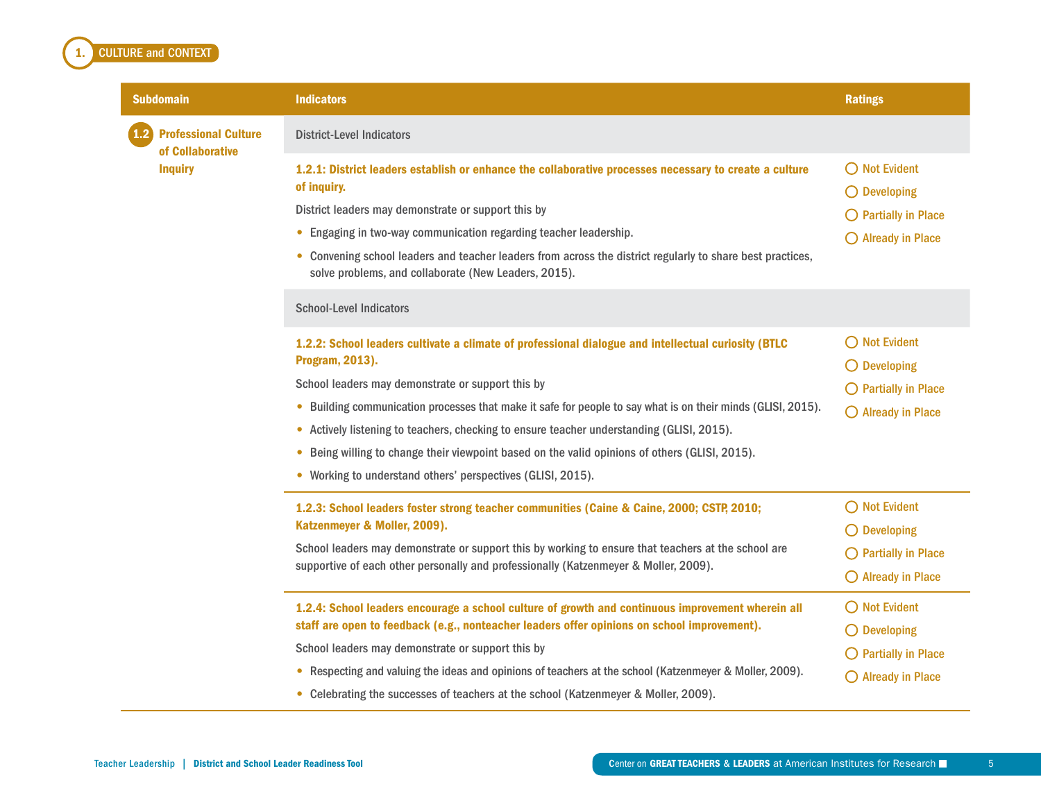## 1. CULTURE and CONTEXT

| Subdomain | Indicators | Ratings |
|---|---|---|
| **1.2 Professional Culture of Collaborative Inquiry** | District-Level Indicators | |
| | **1.2.1: District leaders establish or enhance the collaborative processes necessary to create a culture of inquiry.**<br><br>District leaders may demonstrate or support this by<br>• Engaging in two-way communication regarding teacher leadership.<br>• Convening school leaders and teacher leaders from across the district regularly to share best practices, solve problems, and collaborate (New Leaders, 2015). | ◯ Not Evident<br>◯ Developing<br>◯ Partially in Place<br>◯ Already in Place |
| | School-Level Indicators | |
| | **1.2.2: School leaders cultivate a climate of professional dialogue and intellectual curiosity (BTLC Program, 2013).**<br><br>School leaders may demonstrate or support this by<br>• Building communication processes that make it safe for people to say what is on their minds (GLISI, 2015).<br>• Actively listening to teachers, checking to ensure teacher understanding (GLISI, 2015).<br>• Being willing to change their viewpoint based on the valid opinions of others (GLISI, 2015).<br>• Working to understand others' perspectives (GLISI, 2015). | ◯ Not Evident<br>◯ Developing<br>◯ Partially in Place<br>◯ Already in Place |
| | **1.2.3: School leaders foster strong teacher communities (Caine & Caine, 2000; CSTP, 2010; Katzenmeyer & Moller, 2009).**<br><br>School leaders may demonstrate or support this by working to ensure that teachers at the school are supportive of each other personally and professionally (Katzenmeyer & Moller, 2009). | ◯ Not Evident<br>◯ Developing<br>◯ Partially in Place<br>◯ Already in Place |
| | **1.2.4: School leaders encourage a school culture of growth and continuous improvement wherein all staff are open to feedback (e.g., nonteacher leaders offer opinions on school improvement).**<br><br>School leaders may demonstrate or support this by<br>• Respecting and valuing the ideas and opinions of teachers at the school (Katzenmeyer & Moller, 2009).<br>• Celebrating the successes of teachers at the school (Katzenmeyer & Moller, 2009). | ◯ Not Evident<br>◯ Developing<br>◯ Partially in Place<br>◯ Already in Place |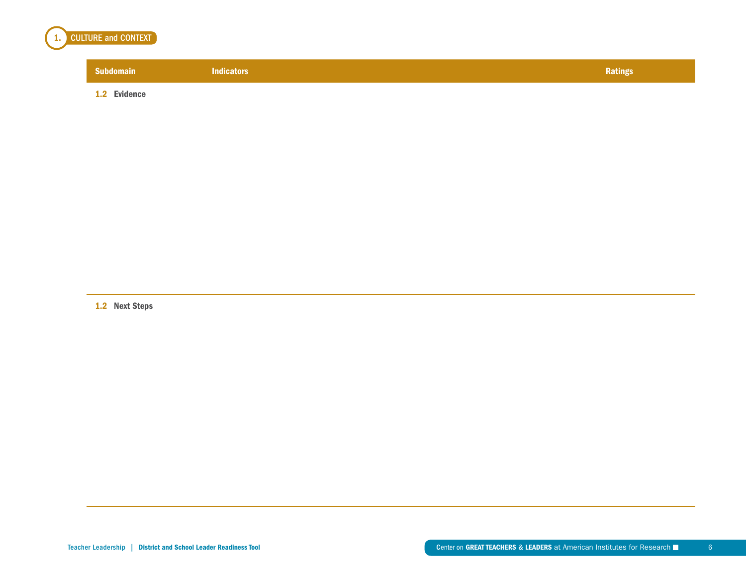## 1. CULTURE and CONTEXT

| Subdomain | Indicators | Ratings |
|---|---|---|
| **1.2 Evidence** | | |
| **1.2 Next Steps** | | |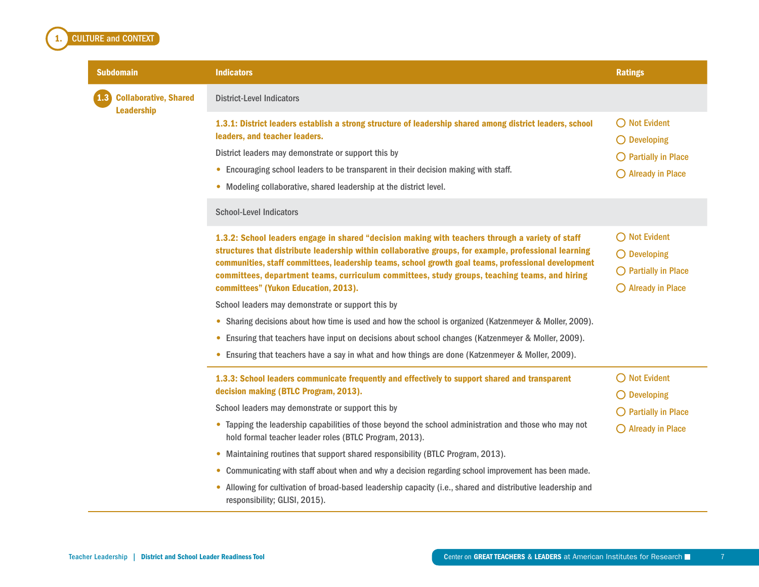## 1. CULTURE and CONTEXT

| Subdomain | Indicators | Ratings |
|---|---|---|
| **1.3 Collaborative, Shared Leadership** | District-Level Indicators | |
| | **1.3.1: District leaders establish a strong structure of leadership shared among district leaders, school leaders, and teacher leaders.**<br><br>District leaders may demonstrate or support this by<br>• Encouraging school leaders to be transparent in their decision making with staff.<br>• Modeling collaborative, shared leadership at the district level. | ◯ Not Evident<br>◯ Developing<br>◯ Partially in Place<br>◯ Already in Place |
| | School-Level Indicators | |
| | **1.3.2: School leaders engage in shared "decision making with teachers through a variety of staff structures that distribute leadership within collaborative groups, for example, professional learning communities, staff committees, leadership teams, school growth goal teams, professional development committees, department teams, curriculum committees, study groups, teaching teams, and hiring committees" (Yukon Education, 2013).**<br><br>School leaders may demonstrate or support this by<br>• Sharing decisions about how time is used and how the school is organized (Katzenmeyer & Moller, 2009).<br>• Ensuring that teachers have input on decisions about school changes (Katzenmeyer & Moller, 2009).<br>• Ensuring that teachers have a say in what and how things are done (Katzenmeyer & Moller, 2009). | ◯ Not Evident<br>◯ Developing<br>◯ Partially in Place<br>◯ Already in Place |
| | **1.3.3: School leaders communicate frequently and effectively to support shared and transparent decision making (BTLC Program, 2013).**<br><br>School leaders may demonstrate or support this by<br>• Tapping the leadership capabilities of those beyond the school administration and those who may not hold formal teacher leader roles (BTLC Program, 2013).<br>• Maintaining routines that support shared responsibility (BTLC Program, 2013).<br>• Communicating with staff about when and why a decision regarding school improvement has been made.<br>• Allowing for cultivation of broad-based leadership capacity (i.e., shared and distributive leadership and responsibility; GLISI, 2015). | ◯ Not Evident<br>◯ Developing<br>◯ Partially in Place<br>◯ Already in Place |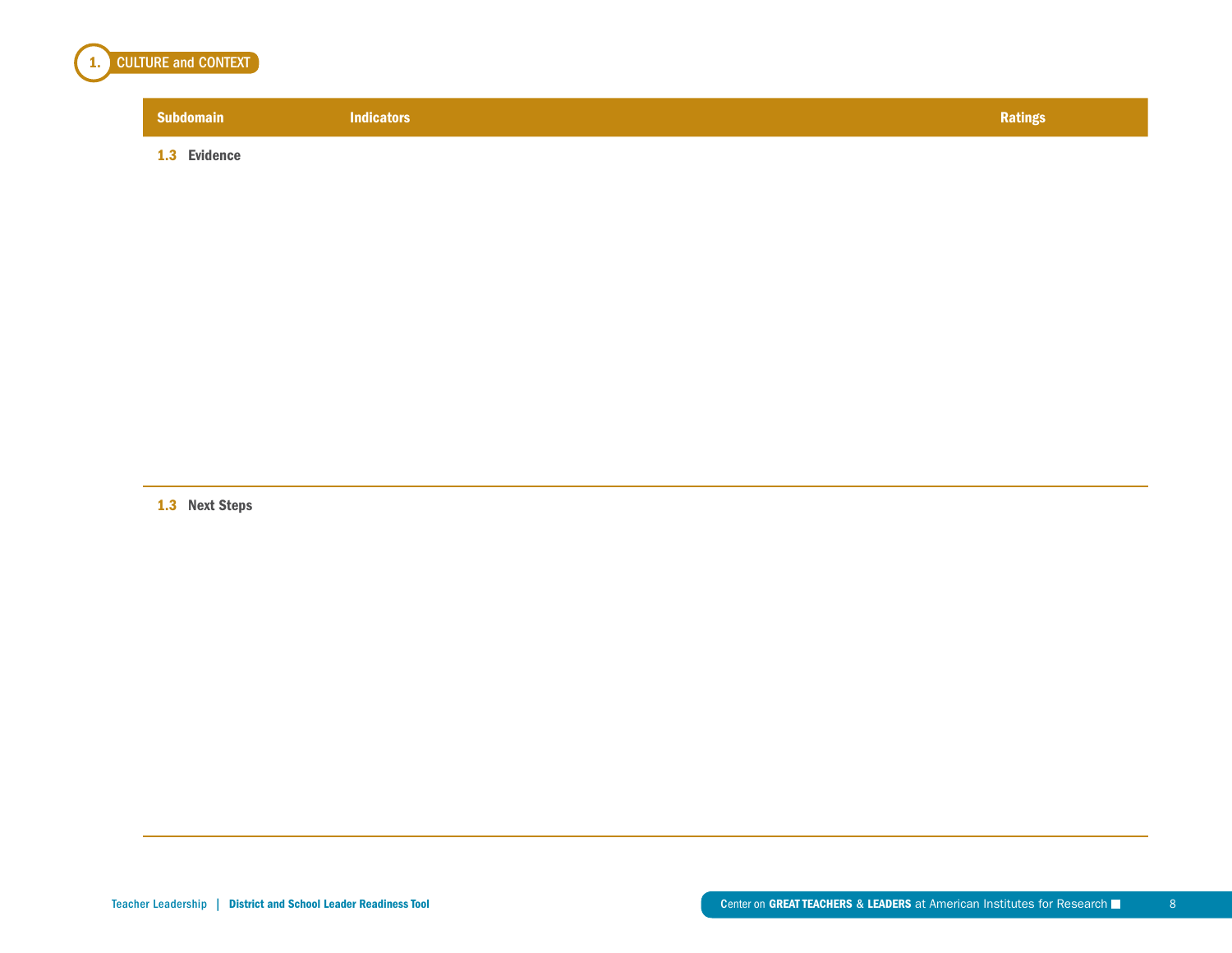## 1. CULTURE and CONTEXT

| Subdomain | Indicators | Ratings |
|---|---|---|

**1.3 Evidence**

**1.3 Next Steps**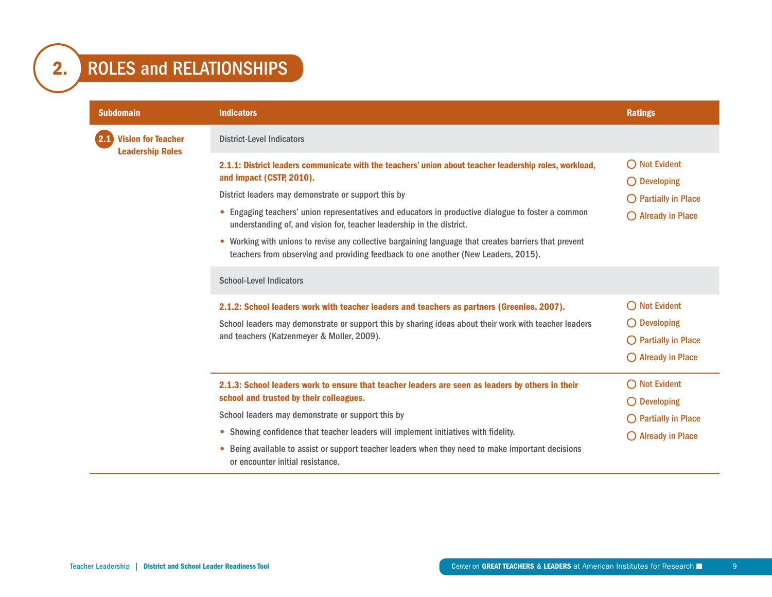# 2. ROLES and RELATIONSHIPS

| Subdomain | Indicators | Ratings |
| --- | --- | --- |
| **2.1 Vision for Teacher Leadership Roles** | District-Level Indicators | |
| | **2.1.1: District leaders communicate with the teachers' union about teacher leadership roles, workload, and impact (CSTP, 2010).**<br><br>District leaders may demonstrate or support this by<br><br>• Engaging teachers' union representatives and educators in productive dialogue to foster a common understanding of, and vision for, teacher leadership in the district.<br><br>• Working with unions to revise any collective bargaining language that creates barriers that prevent teachers from observing and providing feedback to one another (New Leaders, 2015). | ◯ Not Evident<br>◯ Developing<br>◯ Partially in Place<br>◯ Already in Place |
| | School-Level Indicators | |
| | **2.1.2: School leaders work with teacher leaders and teachers as partners (Greenlee, 2007).**<br><br>School leaders may demonstrate or support this by sharing ideas about their work with teacher leaders and teachers (Katzenmeyer & Moller, 2009). | ◯ Not Evident<br>◯ Developing<br>◯ Partially in Place<br>◯ Already in Place |
| | **2.1.3: School leaders work to ensure that teacher leaders are seen as leaders by others in their school and trusted by their colleagues.**<br><br>School leaders may demonstrate or support this by<br><br>• Showing confidence that teacher leaders will implement initiatives with fidelity.<br><br>• Being available to assist or support teacher leaders when they need to make important decisions or encounter initial resistance. | ◯ Not Evident<br>◯ Developing<br>◯ Partially in Place<br>◯ Already in Place |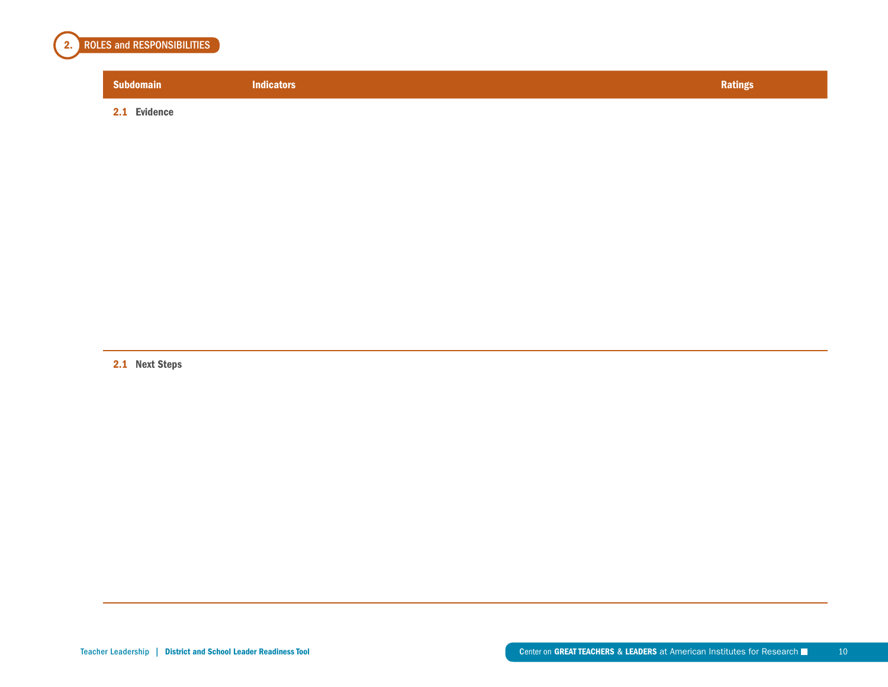## 2. ROLES and RESPONSIBILITIES

| Subdomain | Indicators | Ratings |
|---|---|---|

**2.1 Evidence**

**2.1 Next Steps**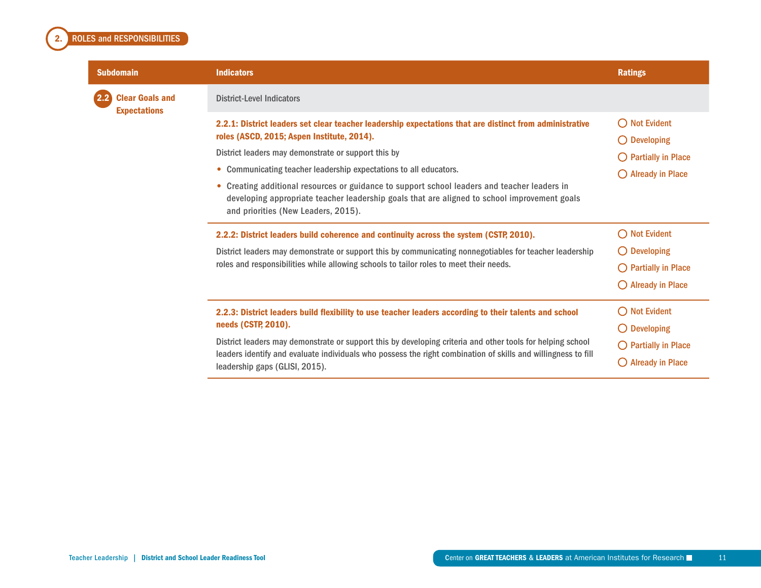## 2. ROLES and RESPONSIBILITIES

| Subdomain | Indicators | Ratings |
|---|---|---|
| **2.2 Clear Goals and Expectations** | District-Level Indicators | |
| | **2.2.1: District leaders set clear teacher leadership expectations that are distinct from administrative roles (ASCD, 2015; Aspen Institute, 2014).** District leaders may demonstrate or support this by • Communicating teacher leadership expectations to all educators. • Creating additional resources or guidance to support school leaders and teacher leaders in developing appropriate teacher leadership goals that are aligned to school improvement goals and priorities (New Leaders, 2015). | ◯ Not Evident ◯ Developing ◯ Partially in Place ◯ Already in Place |
| | **2.2.2: District leaders build coherence and continuity across the system (CSTP, 2010).** District leaders may demonstrate or support this by communicating nonnegotiables for teacher leadership roles and responsibilities while allowing schools to tailor roles to meet their needs. | ◯ Not Evident ◯ Developing ◯ Partially in Place ◯ Already in Place |
| | **2.2.3: District leaders build flexibility to use teacher leaders according to their talents and school needs (CSTP, 2010).** District leaders may demonstrate or support this by developing criteria and other tools for helping school leaders identify and evaluate individuals who possess the right combination of skills and willingness to fill leadership gaps (GLISI, 2015). | ◯ Not Evident ◯ Developing ◯ Partially in Place ◯ Already in Place |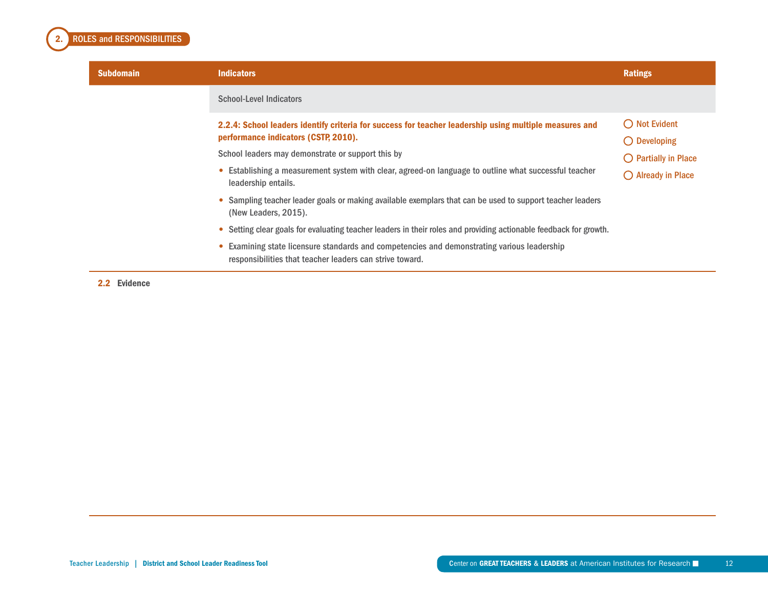## 2. ROLES and RESPONSIBILITIES

| Subdomain | Indicators | Ratings |
|---|---|---|
| | School-Level Indicators | |
| | **2.2.4: School leaders identify criteria for success for teacher leadership using multiple measures and performance indicators (CSTP, 2010).**<br><br>School leaders may demonstrate or support this by<br><br>• Establishing a measurement system with clear, agreed-on language to outline what successful teacher leadership entails.<br>• Sampling teacher leader goals or making available exemplars that can be used to support teacher leaders (New Leaders, 2015).<br>• Setting clear goals for evaluating teacher leaders in their roles and providing actionable feedback for growth.<br>• Examining state licensure standards and competencies and demonstrating various leadership responsibilities that teacher leaders can strive toward. | ◯ Not Evident<br>◯ Developing<br>◯ Partially in Place<br>◯ Already in Place |

**2.2 Evidence**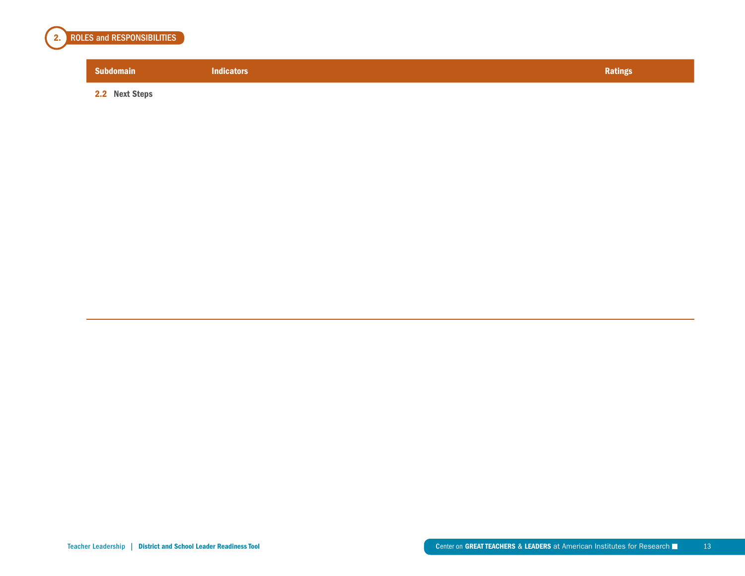## 2. ROLES and RESPONSIBILITIES

| Subdomain | Indicators | Ratings |
|---|---|---|
| **2.2 Next Steps** | | |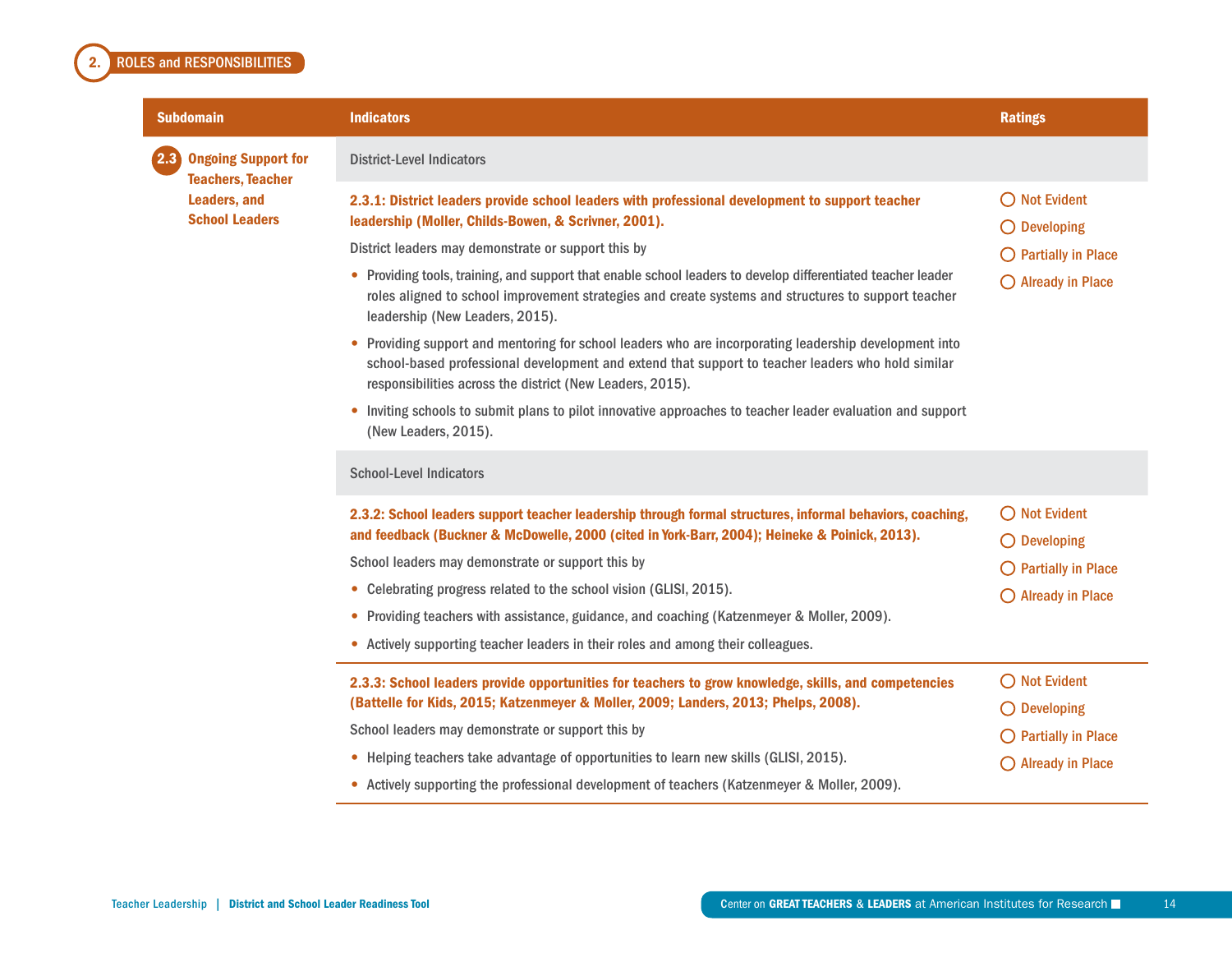## 2. ROLES and RESPONSIBILITIES

| Subdomain | Indicators | Ratings |
|---|---|---|
| **2.3 Ongoing Support for Teachers, Teacher Leaders, and School Leaders** | District-Level Indicators | |
| | **2.3.1: District leaders provide school leaders with professional development to support teacher leadership (Moller, Childs-Bowen, & Scrivner, 2001).**<br>District leaders may demonstrate or support this by<br>• Providing tools, training, and support that enable school leaders to develop differentiated teacher leader roles aligned to school improvement strategies and create systems and structures to support teacher leadership (New Leaders, 2015).<br>• Providing support and mentoring for school leaders who are incorporating leadership development into school-based professional development and extend that support to teacher leaders who hold similar responsibilities across the district (New Leaders, 2015).<br>• Inviting schools to submit plans to pilot innovative approaches to teacher leader evaluation and support (New Leaders, 2015). | ◯ Not Evident<br>◯ Developing<br>◯ Partially in Place<br>◯ Already in Place |
| | School-Level Indicators | |
| | **2.3.2: School leaders support teacher leadership through formal structures, informal behaviors, coaching, and feedback (Buckner & McDowelle, 2000 (cited in York-Barr, 2004); Heineke & Poinick, 2013).**<br>School leaders may demonstrate or support this by<br>• Celebrating progress related to the school vision (GLISI, 2015).<br>• Providing teachers with assistance, guidance, and coaching (Katzenmeyer & Moller, 2009).<br>• Actively supporting teacher leaders in their roles and among their colleagues. | ◯ Not Evident<br>◯ Developing<br>◯ Partially in Place<br>◯ Already in Place |
| | **2.3.3: School leaders provide opportunities for teachers to grow knowledge, skills, and competencies (Battelle for Kids, 2015; Katzenmeyer & Moller, 2009; Landers, 2013; Phelps, 2008).**<br>School leaders may demonstrate or support this by<br>• Helping teachers take advantage of opportunities to learn new skills (GLISI, 2015).<br>• Actively supporting the professional development of teachers (Katzenmeyer & Moller, 2009). | ◯ Not Evident<br>◯ Developing<br>◯ Partially in Place<br>◯ Already in Place |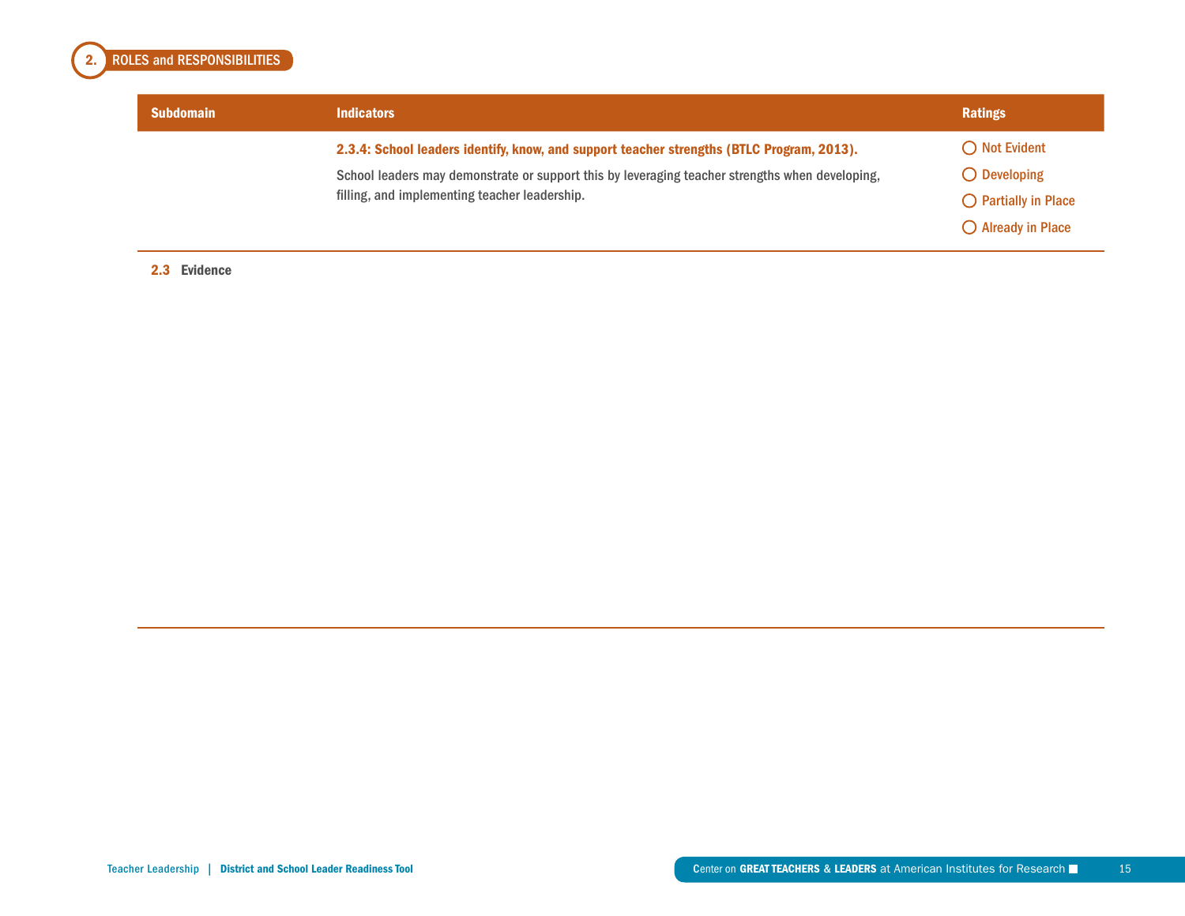## 2. ROLES and RESPONSIBILITIES

| Subdomain | Indicators | Ratings |
|---|---|---|
| | **2.3.4: School leaders identify, know, and support teacher strengths (BTLC Program, 2013).** School leaders may demonstrate or support this by leveraging teacher strengths when developing, filling, and implementing teacher leadership. | ◯ Not Evident ◯ Developing ◯ Partially in Place ◯ Already in Place |

**2.3 Evidence**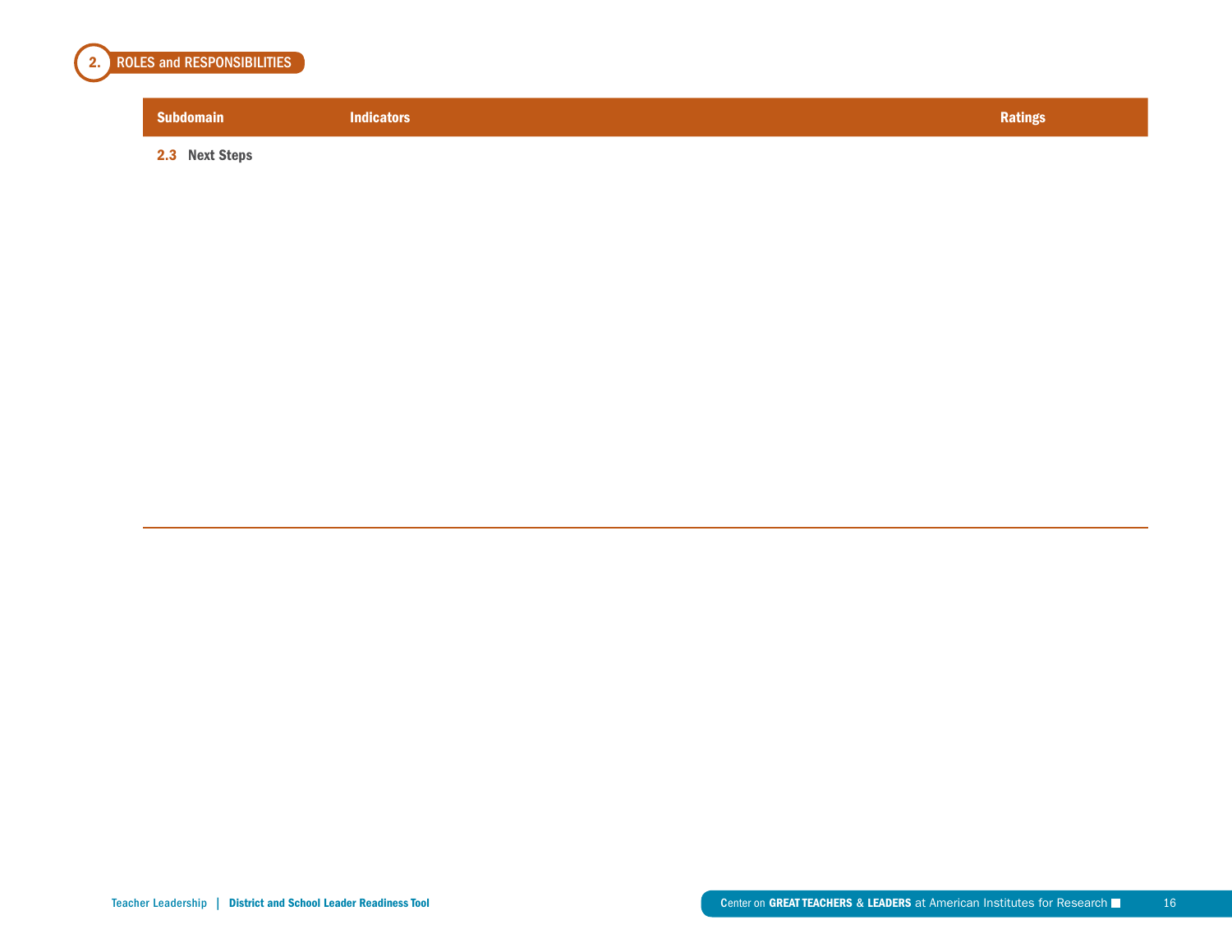## 2. ROLES and RESPONSIBILITIES

| Subdomain | Indicators | Ratings |
| --- | --- | --- |
| **2.3 Next Steps** | | |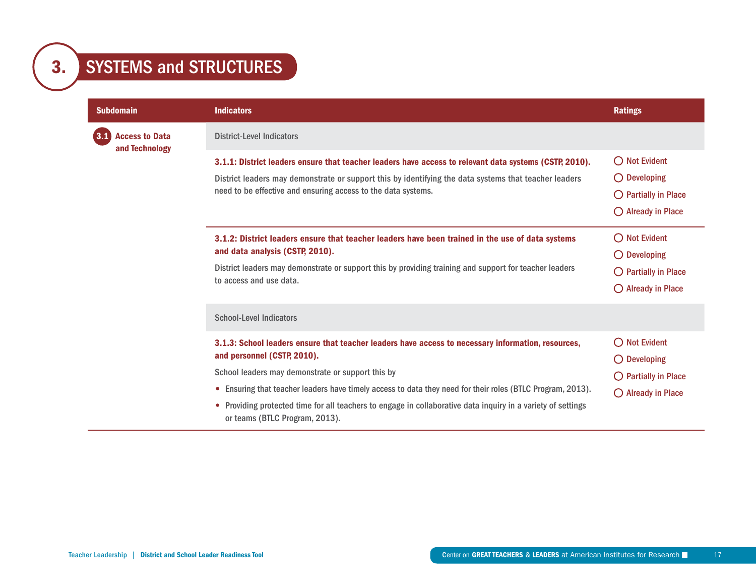# 3. SYSTEMS and STRUCTURES

| Subdomain | Indicators | Ratings |
|---|---|---|
| **3.1 Access to Data and Technology** | District-Level Indicators | |
| | **3.1.1: District leaders ensure that teacher leaders have access to relevant data systems (CSTP, 2010).** District leaders may demonstrate or support this by identifying the data systems that teacher leaders need to be effective and ensuring access to the data systems. | ◯ Not Evident ◯ Developing ◯ Partially in Place ◯ Already in Place |
| | **3.1.2: District leaders ensure that teacher leaders have been trained in the use of data systems and data analysis (CSTP, 2010).** District leaders may demonstrate or support this by providing training and support for teacher leaders to access and use data. | ◯ Not Evident ◯ Developing ◯ Partially in Place ◯ Already in Place |
| | School-Level Indicators | |
| | **3.1.3: School leaders ensure that teacher leaders have access to necessary information, resources, and personnel (CSTP, 2010).** School leaders may demonstrate or support this by<br>• Ensuring that teacher leaders have timely access to data they need for their roles (BTLC Program, 2013).<br>• Providing protected time for all teachers to engage in collaborative data inquiry in a variety of settings or teams (BTLC Program, 2013). | ◯ Not Evident ◯ Developing ◯ Partially in Place ◯ Already in Place |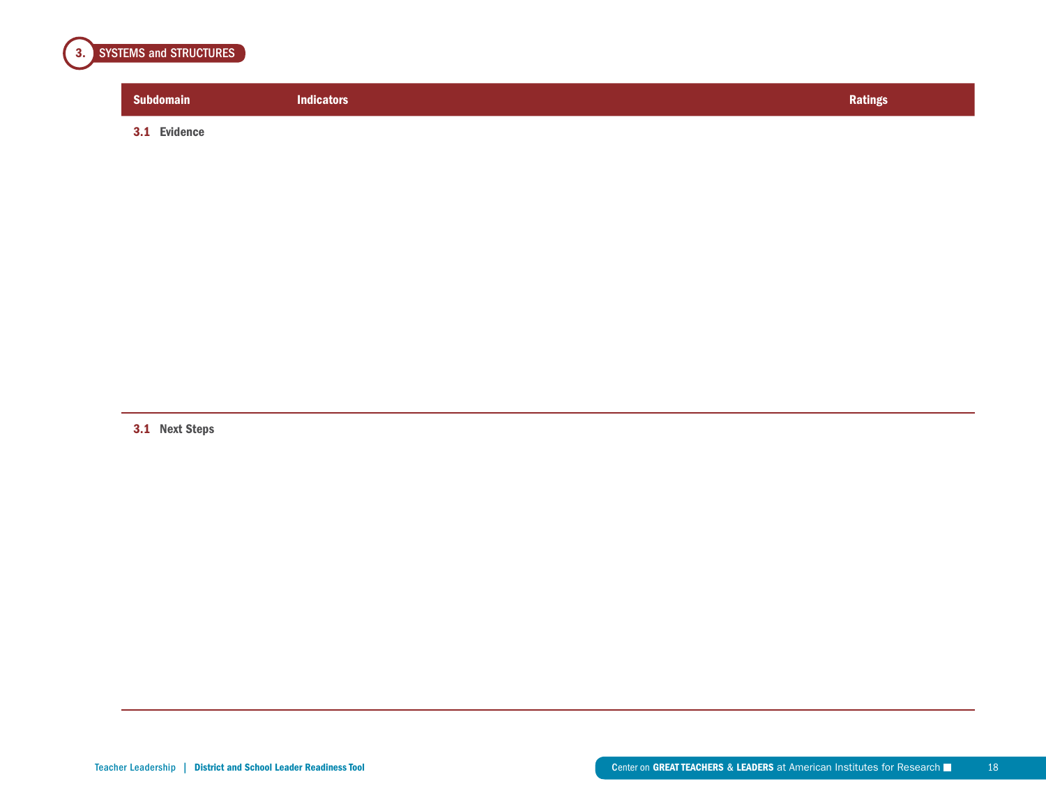## 3. SYSTEMS and STRUCTURES

| Subdomain | Indicators | Ratings |
|---|---|---|
| **3.1 Evidence** | | |

**3.1 Next Steps**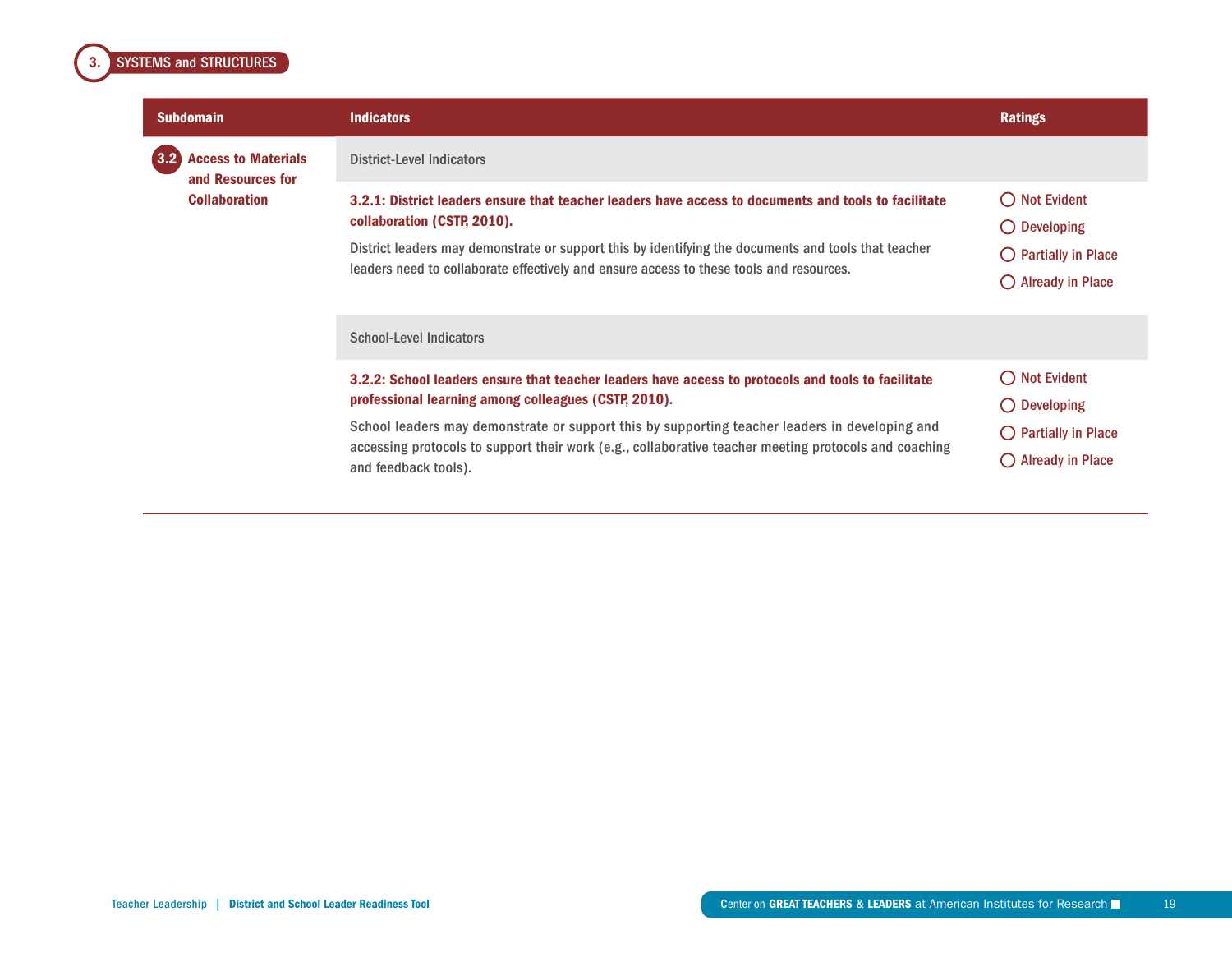## 3. SYSTEMS and STRUCTURES

| Subdomain | Indicators | Ratings |
|---|---|---|
| **3.2 Access to Materials and Resources for Collaboration** | District-Level Indicators | |
| | **3.2.1: District leaders ensure that teacher leaders have access to documents and tools to facilitate collaboration (CSTP, 2010).** District leaders may demonstrate or support this by identifying the documents and tools that teacher leaders need to collaborate effectively and ensure access to these tools and resources. | ◯ Not Evident ◯ Developing ◯ Partially in Place ◯ Already in Place |
| | School-Level Indicators | |
| | **3.2.2: School leaders ensure that teacher leaders have access to protocols and tools to facilitate professional learning among colleagues (CSTP, 2010).** School leaders may demonstrate or support this by supporting teacher leaders in developing and accessing protocols to support their work (e.g., collaborative teacher meeting protocols and coaching and feedback tools). | ◯ Not Evident ◯ Developing ◯ Partially in Place ◯ Already in Place |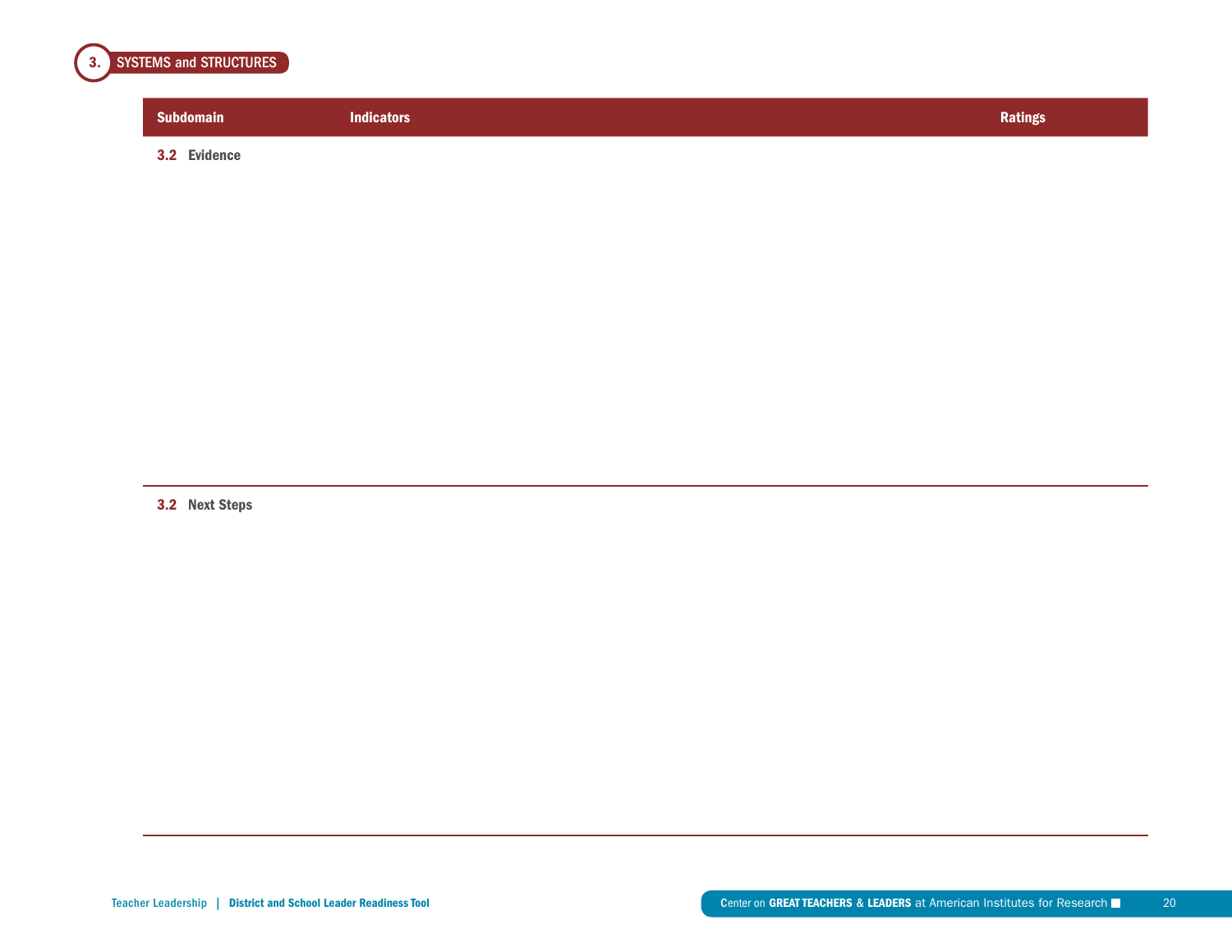## 3. SYSTEMS and STRUCTURES

| Subdomain | Indicators | Ratings |
|---|---|---|

**3.2 Evidence**

**3.2 Next Steps**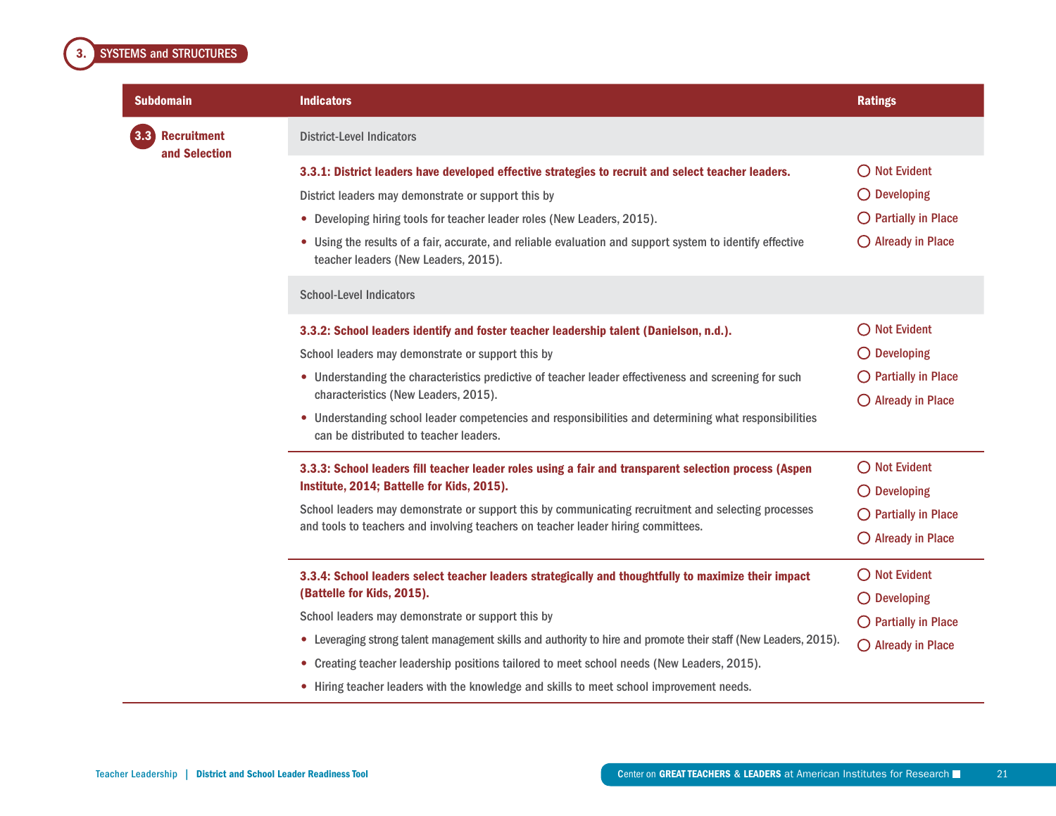## 3. SYSTEMS and STRUCTURES

| Subdomain | Indicators | Ratings |
|---|---|---|
| **3.3 Recruitment and Selection** | District-Level Indicators | |
| | **3.3.1: District leaders have developed effective strategies to recruit and select teacher leaders.**<br><br>District leaders may demonstrate or support this by<br><br>• Developing hiring tools for teacher leader roles (New Leaders, 2015).<br>• Using the results of a fair, accurate, and reliable evaluation and support system to identify effective teacher leaders (New Leaders, 2015). | ◯ Not Evident<br>◯ Developing<br>◯ Partially in Place<br>◯ Already in Place |
| | School-Level Indicators | |
| | **3.3.2: School leaders identify and foster teacher leadership talent (Danielson, n.d.).**<br><br>School leaders may demonstrate or support this by<br><br>• Understanding the characteristics predictive of teacher leader effectiveness and screening for such characteristics (New Leaders, 2015).<br>• Understanding school leader competencies and responsibilities and determining what responsibilities can be distributed to teacher leaders. | ◯ Not Evident<br>◯ Developing<br>◯ Partially in Place<br>◯ Already in Place |
| | **3.3.3: School leaders fill teacher leader roles using a fair and transparent selection process (Aspen Institute, 2014; Battelle for Kids, 2015).**<br><br>School leaders may demonstrate or support this by communicating recruitment and selecting processes and tools to teachers and involving teachers on teacher leader hiring committees. | ◯ Not Evident<br>◯ Developing<br>◯ Partially in Place<br>◯ Already in Place |
| | **3.3.4: School leaders select teacher leaders strategically and thoughtfully to maximize their impact (Battelle for Kids, 2015).**<br><br>School leaders may demonstrate or support this by<br><br>• Leveraging strong talent management skills and authority to hire and promote their staff (New Leaders, 2015).<br>• Creating teacher leadership positions tailored to meet school needs (New Leaders, 2015).<br>• Hiring teacher leaders with the knowledge and skills to meet school improvement needs. | ◯ Not Evident<br>◯ Developing<br>◯ Partially in Place<br>◯ Already in Place |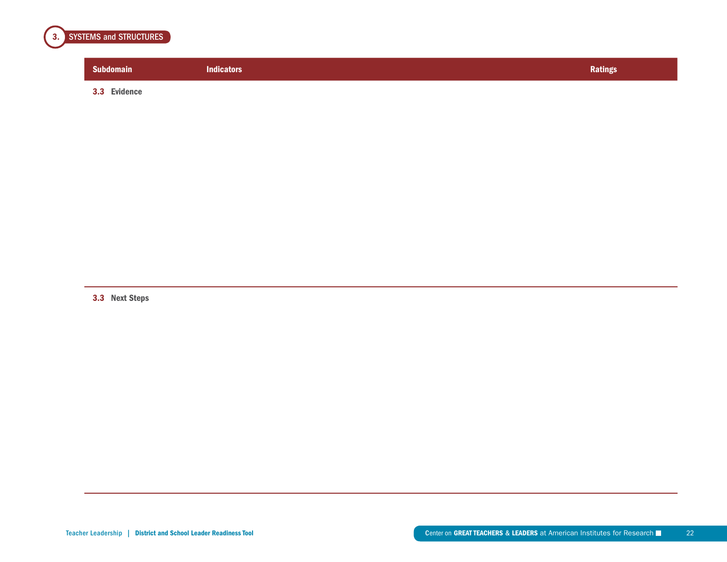## 3. SYSTEMS and STRUCTURES

| Subdomain | Indicators | Ratings |
|---|---|---|

**3.3 Evidence**

**3.3 Next Steps**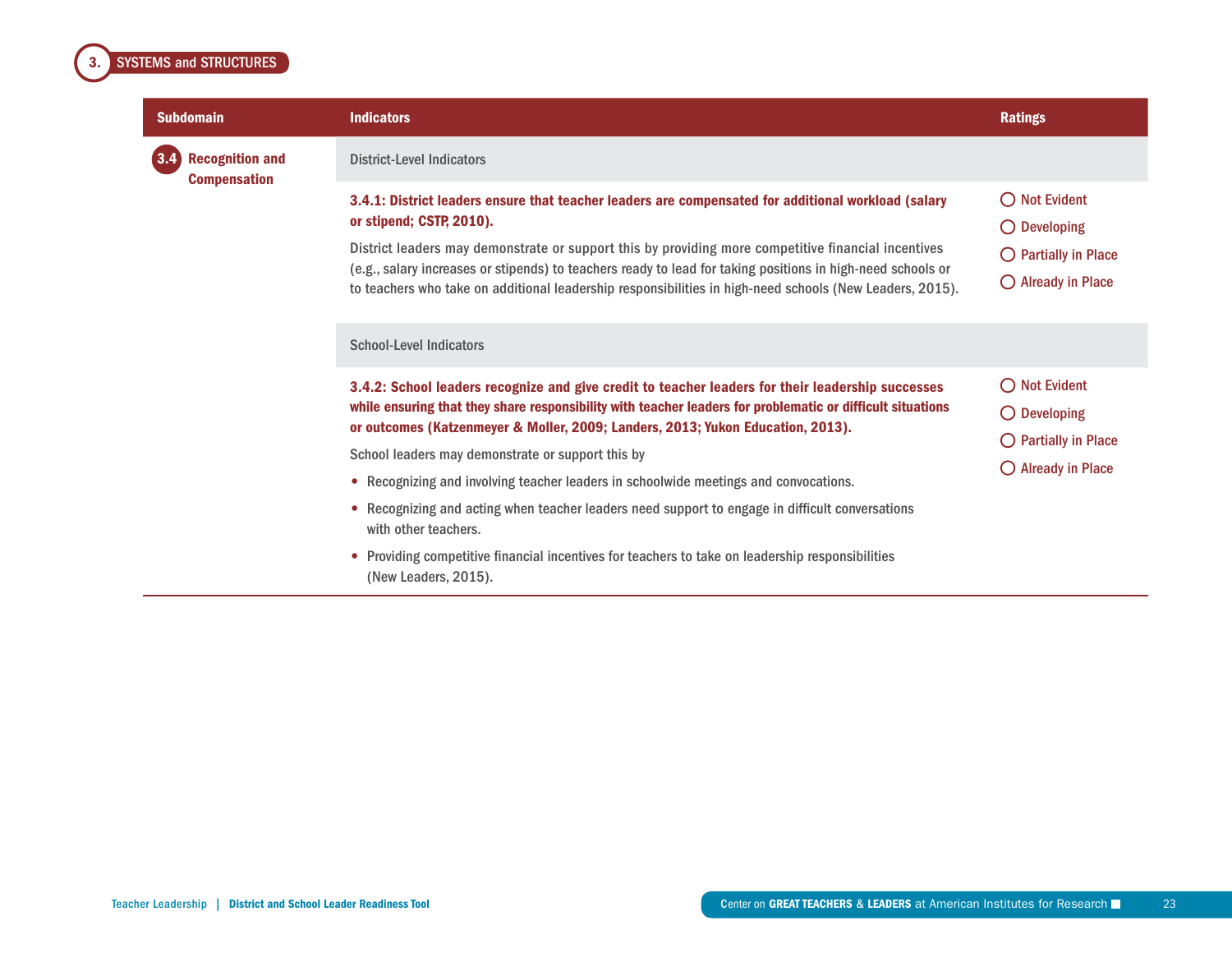## 3. SYSTEMS and STRUCTURES

| Subdomain | Indicators | Ratings |
|---|---|---|
| 3.4 Recognition and Compensation | District-Level Indicators | |
| | **3.4.1: District leaders ensure that teacher leaders are compensated for additional workload (salary or stipend; CSTP, 2010).**<br><br>District leaders may demonstrate or support this by providing more competitive financial incentives (e.g., salary increases or stipends) to teachers ready to lead for taking positions in high-need schools or to teachers who take on additional leadership responsibilities in high-need schools (New Leaders, 2015). | ◯ Not Evident<br>◯ Developing<br>◯ Partially in Place<br>◯ Already in Place |
| | School-Level Indicators | |
| | **3.4.2: School leaders recognize and give credit to teacher leaders for their leadership successes while ensuring that they share responsibility with teacher leaders for problematic or difficult situations or outcomes (Katzenmeyer & Moller, 2009; Landers, 2013; Yukon Education, 2013).**<br><br>School leaders may demonstrate or support this by<br>• Recognizing and involving teacher leaders in schoolwide meetings and convocations.<br>• Recognizing and acting when teacher leaders need support to engage in difficult conversations with other teachers.<br>• Providing competitive financial incentives for teachers to take on leadership responsibilities (New Leaders, 2015). | ◯ Not Evident<br>◯ Developing<br>◯ Partially in Place<br>◯ Already in Place |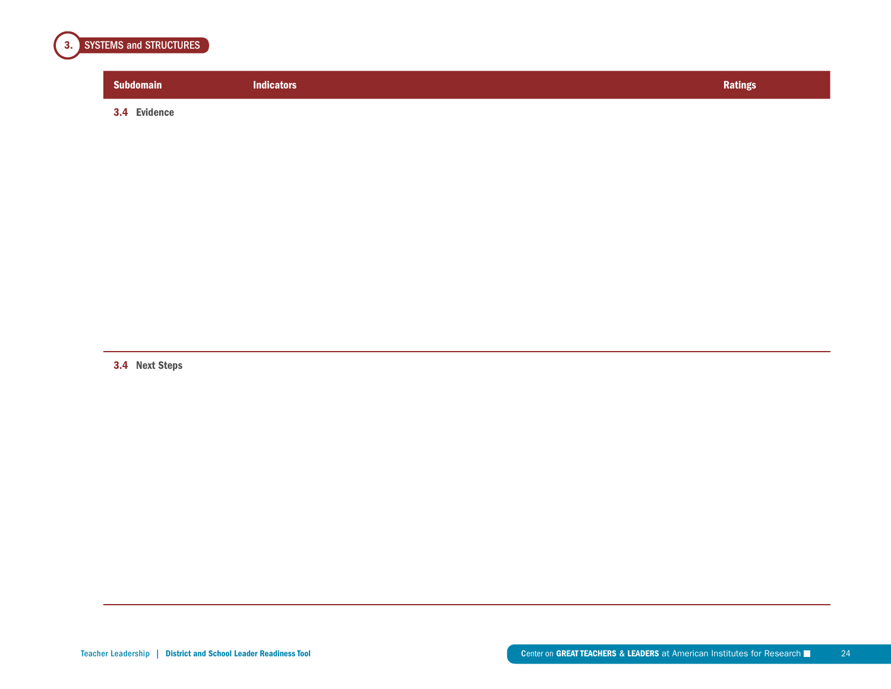## 3. SYSTEMS and STRUCTURES

| Subdomain | Indicators | Ratings |
|---|---|---|

**3.4 Evidence**

**3.4 Next Steps**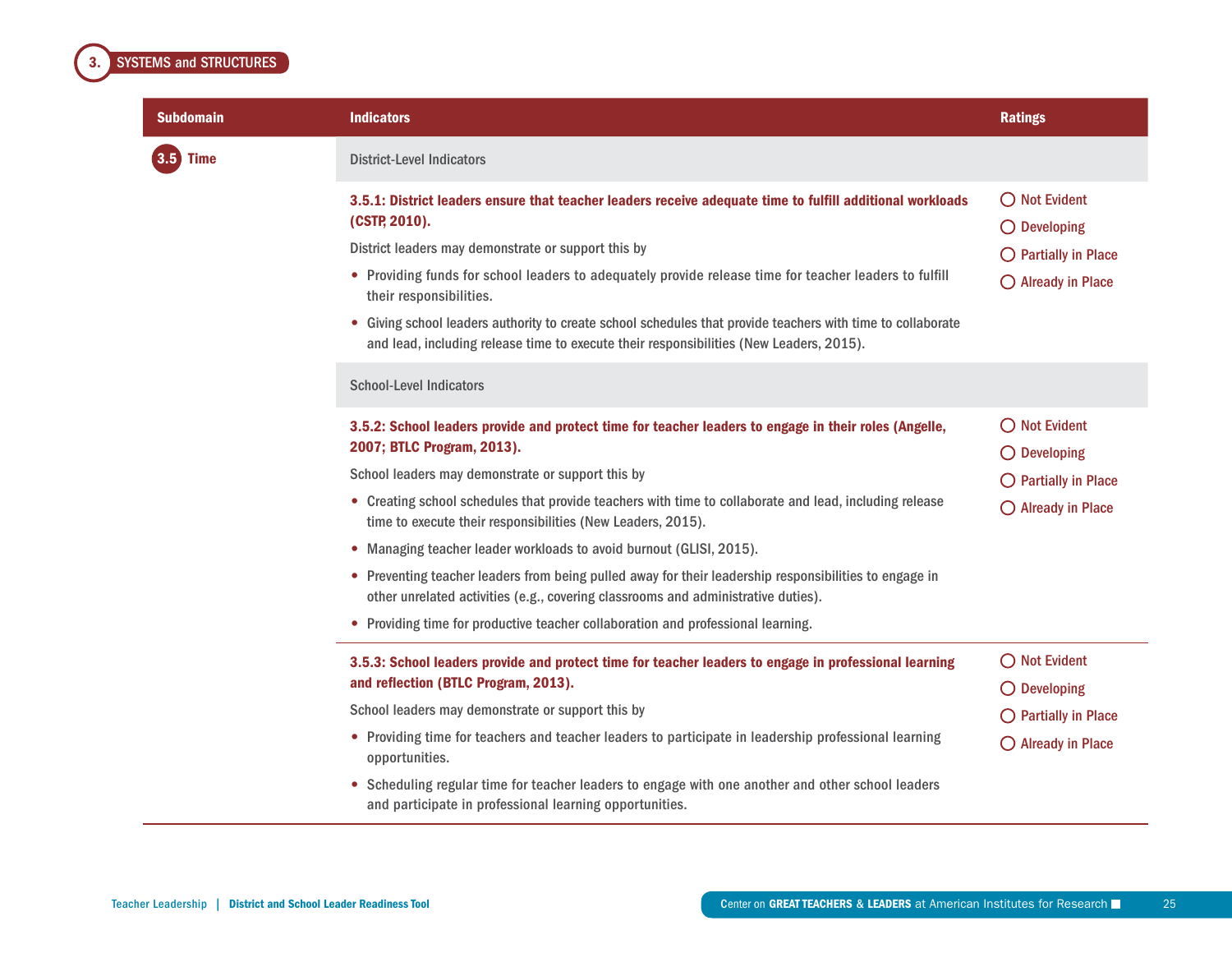## 3. SYSTEMS and STRUCTURES

| Subdomain | Indicators | Ratings |
|---|---|---|
| **3.5 Time** | District-Level Indicators | |
| | **3.5.1: District leaders ensure that teacher leaders receive adequate time to fulfill additional workloads (CSTP, 2010).**<br>District leaders may demonstrate or support this by<br>• Providing funds for school leaders to adequately provide release time for teacher leaders to fulfill their responsibilities.<br>• Giving school leaders authority to create school schedules that provide teachers with time to collaborate and lead, including release time to execute their responsibilities (New Leaders, 2015). | ◯ Not Evident<br>◯ Developing<br>◯ Partially in Place<br>◯ Already in Place |
| | School-Level Indicators | |
| | **3.5.2: School leaders provide and protect time for teacher leaders to engage in their roles (Angelle, 2007; BTLC Program, 2013).**<br>School leaders may demonstrate or support this by<br>• Creating school schedules that provide teachers with time to collaborate and lead, including release time to execute their responsibilities (New Leaders, 2015).<br>• Managing teacher leader workloads to avoid burnout (GLISI, 2015).<br>• Preventing teacher leaders from being pulled away for their leadership responsibilities to engage in other unrelated activities (e.g., covering classrooms and administrative duties).<br>• Providing time for productive teacher collaboration and professional learning. | ◯ Not Evident<br>◯ Developing<br>◯ Partially in Place<br>◯ Already in Place |
| | **3.5.3: School leaders provide and protect time for teacher leaders to engage in professional learning and reflection (BTLC Program, 2013).**<br>School leaders may demonstrate or support this by<br>• Providing time for teachers and teacher leaders to participate in leadership professional learning opportunities.<br>• Scheduling regular time for teacher leaders to engage with one another and other school leaders and participate in professional learning opportunities. | ◯ Not Evident<br>◯ Developing<br>◯ Partially in Place<br>◯ Already in Place |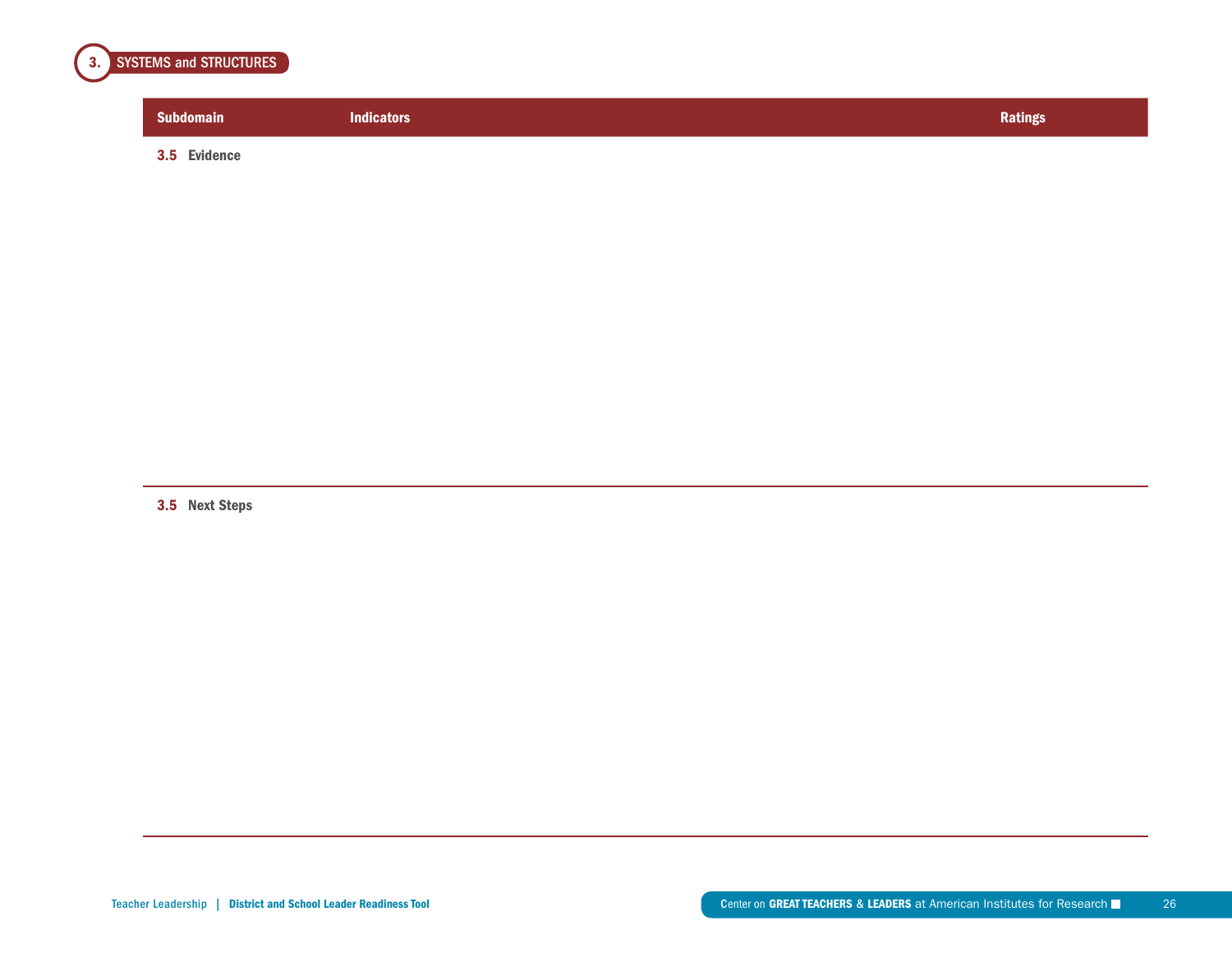## 3. SYSTEMS and STRUCTURES

| Subdomain | Indicators | Ratings |
|---|---|---|

**3.5 Evidence**

**3.5 Next Steps**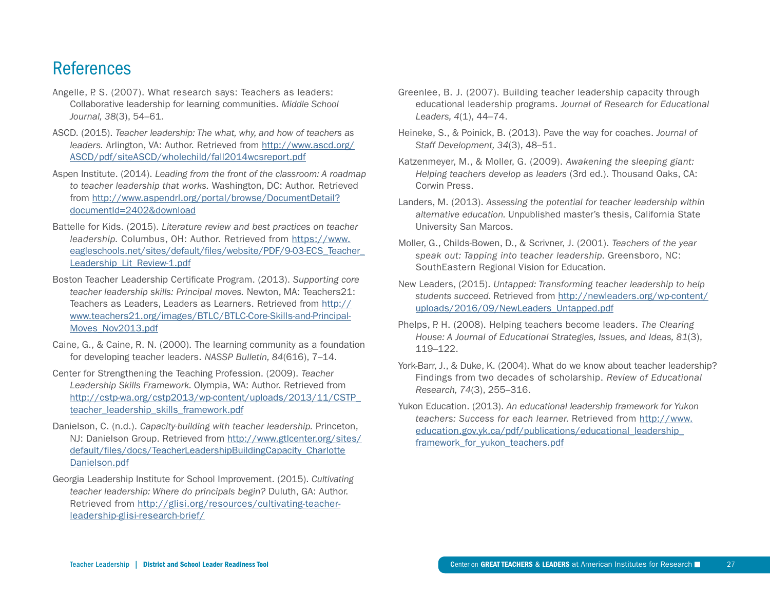# References

Angelle, P. S. (2007). What research says: Teachers as leaders: Collaborative leadership for learning communities. *Middle School Journal, 38*(3), 54–61.

ASCD. (2015). *Teacher leadership: The what, why, and how of teachers as leaders.* Arlington, VA: Author. Retrieved from http://www.ascd.org/ASCD/pdf/siteASCD/wholechild/fall2014wcsreport.pdf

Aspen Institute. (2014). *Leading from the front of the classroom: A roadmap to teacher leadership that works.* Washington, DC: Author. Retrieved from http://www.aspendrl.org/portal/browse/DocumentDetail?documentId=2402&download

Battelle for Kids. (2015). *Literature review and best practices on teacher leadership.* Columbus, OH: Author. Retrieved from https://www.eagleschools.net/sites/default/files/website/PDF/9-03-ECS_Teacher_Leadership_Lit_Review-1.pdf

Boston Teacher Leadership Certificate Program. (2013). *Supporting core teacher leadership skills: Principal moves.* Newton, MA: Teachers21: Teachers as Leaders, Leaders as Learners. Retrieved from http://www.teachers21.org/images/BTLC/BTLC-Core-Skills-and-Principal-Moves_Nov2013.pdf

Caine, G., & Caine, R. N. (2000). The learning community as a foundation for developing teacher leaders. *NASSP Bulletin, 84*(616), 7–14.

Center for Strengthening the Teaching Profession. (2009). *Teacher Leadership Skills Framework.* Olympia, WA: Author. Retrieved from http://cstp-wa.org/cstp2013/wp-content/uploads/2013/11/CSTP_teacher_leadership_skills_framework.pdf

Danielson, C. (n.d.). *Capacity-building with teacher leadership.* Princeton, NJ: Danielson Group. Retrieved from http://www.gtlcenter.org/sites/default/files/docs/TeacherLeadershipBuildingCapacity_CharlotteDanielson.pdf

Georgia Leadership Institute for School Improvement. (2015). *Cultivating teacher leadership: Where do principals begin?* Duluth, GA: Author. Retrieved from http://glisi.org/resources/cultivating-teacher-leadership-glisi-research-brief/

Greenlee, B. J. (2007). Building teacher leadership capacity through educational leadership programs. *Journal of Research for Educational Leaders, 4*(1), 44–74.

Heineke, S., & Poinick, B. (2013). Pave the way for coaches. *Journal of Staff Development, 34*(3), 48–51.

Katzenmeyer, M., & Moller, G. (2009). *Awakening the sleeping giant: Helping teachers develop as leaders* (3rd ed.). Thousand Oaks, CA: Corwin Press.

Landers, M. (2013). *Assessing the potential for teacher leadership within alternative education.* Unpublished master's thesis, California State University San Marcos.

Moller, G., Childs-Bowen, D., & Scrivner, J. (2001). *Teachers of the year speak out: Tapping into teacher leadership.* Greensboro, NC: SouthEastern Regional Vision for Education.

New Leaders, (2015). *Untapped: Transforming teacher leadership to help students succeed.* Retrieved from http://newleaders.org/wp-content/uploads/2016/09/NewLeaders_Untapped.pdf

Phelps, P. H. (2008). Helping teachers become leaders. *The Clearing House: A Journal of Educational Strategies, Issues, and Ideas, 81*(3), 119–122.

York-Barr, J., & Duke, K. (2004). What do we know about teacher leadership? Findings from two decades of scholarship. *Review of Educational Research, 74*(3), 255–316.

Yukon Education. (2013). *An educational leadership framework for Yukon teachers: Success for each learner.* Retrieved from http://www.education.gov.yk.ca/pdf/publications/educational_leadership_framework_for_yukon_teachers.pdf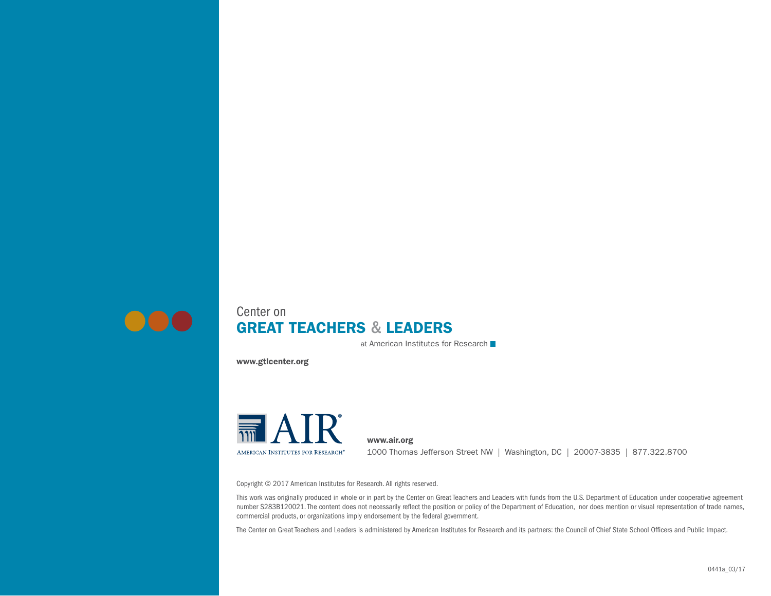Center on
**GREAT TEACHERS & LEADERS**
at American Institutes for Research

**www.gtlcenter.org**

AIR
AMERICAN INSTITUTES FOR RESEARCH®

**www.air.org**
1000 Thomas Jefferson Street NW | Washington, DC | 20007-3835 | 877.322.8700

Copyright © 2017 American Institutes for Research. All rights reserved.

This work was originally produced in whole or in part by the Center on Great Teachers and Leaders with funds from the U.S. Department of Education under cooperative agreement number S283B120021. The content does not necessarily reflect the position or policy of the Department of Education, nor does mention or visual representation of trade names, commercial products, or organizations imply endorsement by the federal government.

The Center on Great Teachers and Leaders is administered by American Institutes for Research and its partners: the Council of Chief State School Officers and Public Impact.

0441a_03/17